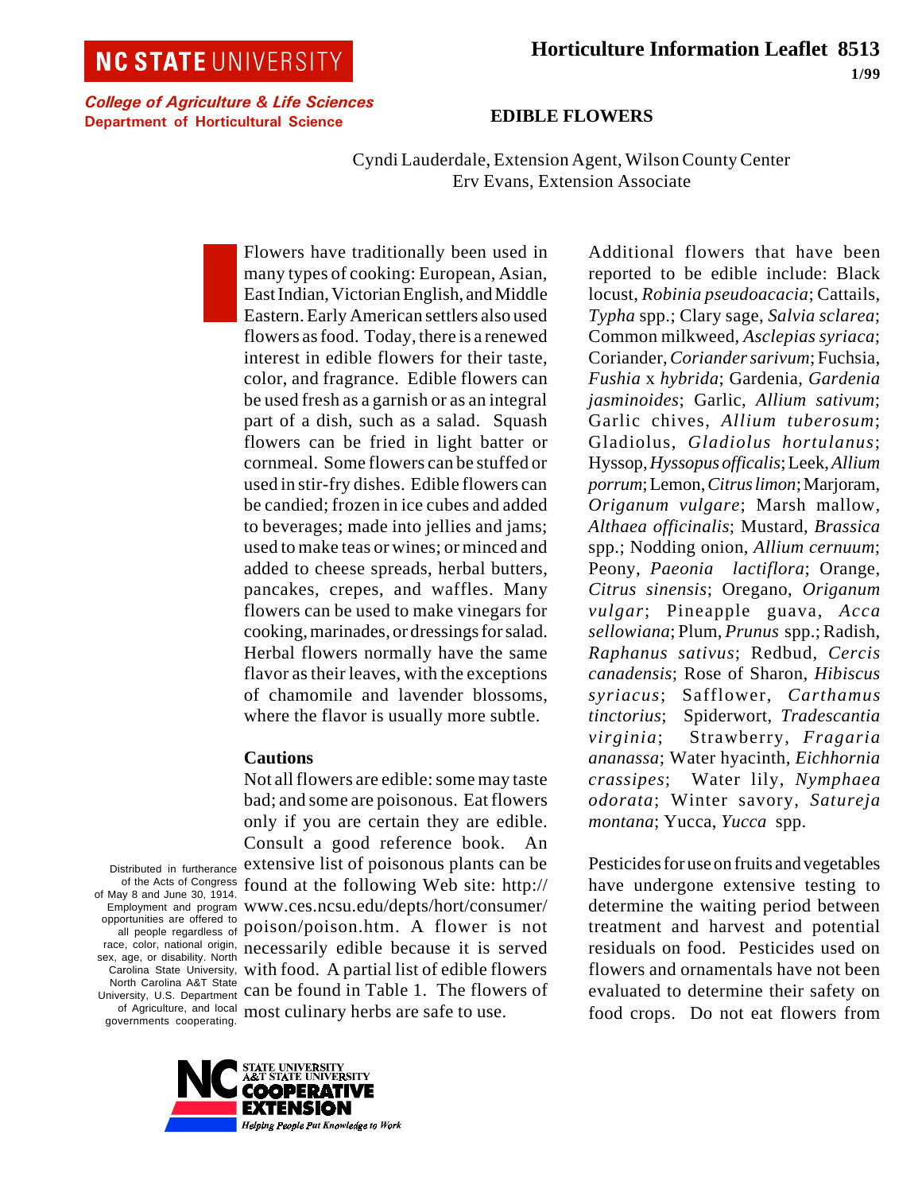NC STATE UNIVERSITY

*College of Agriculture & Life Sciences*
**Department of Horticultural Science**

**Horticulture Information Leaflet 8513**

**1/99**

# EDIBLE FLOWERS

Cyndi Lauderdale, Extension Agent, Wilson County Center
Erv Evans, Extension Associate

Flowers have traditionally been used in many types of cooking: European, Asian, East Indian, Victorian English, and Middle Eastern. Early American settlers also used flowers as food. Today, there is a renewed interest in edible flowers for their taste, color, and fragrance. Edible flowers can be used fresh as a garnish or as an integral part of a dish, such as a salad. Squash flowers can be fried in light batter or cornmeal. Some flowers can be stuffed or used in stir-fry dishes. Edible flowers can be candied; frozen in ice cubes and added to beverages; made into jellies and jams; used to make teas or wines; or minced and added to cheese spreads, herbal butters, pancakes, crepes, and waffles. Many flowers can be used to make vinegars for cooking, marinades, or dressings for salad. Herbal flowers normally have the same flavor as their leaves, with the exceptions of chamomile and lavender blossoms, where the flavor is usually more subtle.

### Cautions

Not all flowers are edible: some may taste bad; and some are poisonous. Eat flowers only if you are certain they are edible. Consult a good reference book. An extensive list of poisonous plants can be found at the following Web site: http://www.ces.ncsu.edu/depts/hort/consumer/poison/poison.htm. A flower is not necessarily edible because it is served with food. A partial list of edible flowers can be found in Table 1. The flowers of most culinary herbs are safe to use.

Additional flowers that have been reported to be edible include: Black locust, *Robinia pseudoacacia*; Cattails, *Typha* spp.; Clary sage, *Salvia sclarea*; Common milkweed, *Asclepias syriaca*; Coriander, *Coriander sarivum*; Fuchsia, *Fushia* x *hybrida*; Gardenia, *Gardenia jasminoides*; Garlic, *Allium sativum*; Garlic chives, *Allium tuberosum*; Gladiolus, *Gladiolus hortulanus*; Hyssop, *Hyssopus officalis*; Leek, *Allium porrum*; Lemon, *Citrus limon*; Marjoram, *Origanum vulgare*; Marsh mallow, *Althaea officinalis*; Mustard, *Brassica* spp.; Nodding onion, *Allium cernuum*; Peony, *Paeonia lactiflora*; Orange, *Citrus sinensis*; Oregano, *Origanum vulgar*; Pineapple guava, *Acca sellowiana*; Plum, *Prunus* spp.; Radish, *Raphanus sativus*; Redbud, *Cercis canadensis*; Rose of Sharon, *Hibiscus syriacus*; Safflower, *Carthamus tinctorius*; Spiderwort, *Tradescantia virginia*; Strawberry, *Fragaria ananassa*; Water hyacinth, *Eichhornia crassipes*; Water lily, *Nymphaea odorata*; Winter savory, *Satureja montana*; Yucca, *Yucca* spp.

Pesticides for use on fruits and vegetables have undergone extensive testing to determine the waiting period between treatment and harvest and potential residuals on food. Pesticides used on flowers and ornamentals have not been evaluated to determine their safety on food crops. Do not eat flowers from

Distributed in furtherance of the Acts of Congress of May 8 and June 30, 1914. Employment and program opportunities are offered to all people regardless of race, color, national origin, sex, age, or disability. North Carolina State University, North Carolina A&T State University, U.S. Department of Agriculture, and local governments cooperating.

NC STATE UNIVERSITY A&T STATE UNIVERSITY COOPERATIVE EXTENSION — *Helping People Put Knowledge to Work*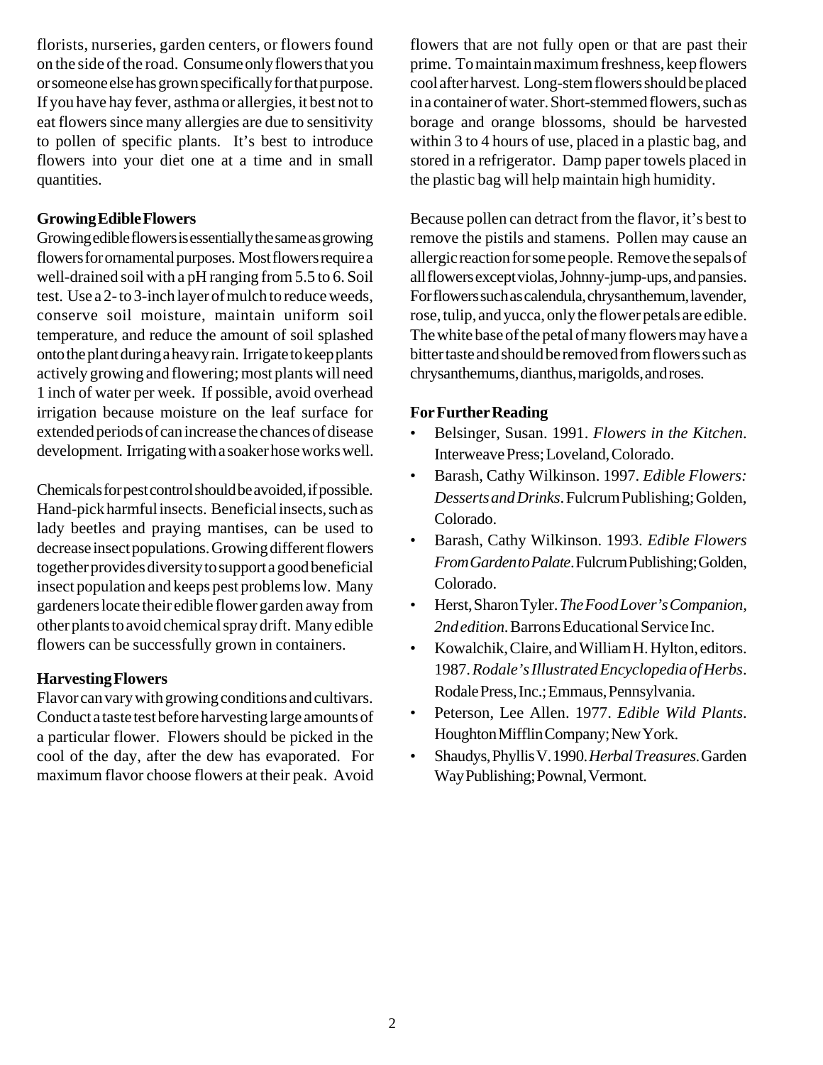florists, nurseries, garden centers, or flowers found on the side of the road. Consume only flowers that you or someone else has grown specifically for that purpose. If you have hay fever, asthma or allergies, it best not to eat flowers since many allergies are due to sensitivity to pollen of specific plants. It's best to introduce flowers into your diet one at a time and in small quantities.

**Growing Edible Flowers**

Growing edible flowers is essentially the same as growing flowers for ornamental purposes. Most flowers require a well-drained soil with a pH ranging from 5.5 to 6. Soil test. Use a 2- to 3-inch layer of mulch to reduce weeds, conserve soil moisture, maintain uniform soil temperature, and reduce the amount of soil splashed onto the plant during a heavy rain. Irrigate to keep plants actively growing and flowering; most plants will need 1 inch of water per week. If possible, avoid overhead irrigation because moisture on the leaf surface for extended periods of can increase the chances of disease development. Irrigating with a soaker hose works well.

Chemicals for pest control should be avoided, if possible. Hand-pick harmful insects. Beneficial insects, such as lady beetles and praying mantises, can be used to decrease insect populations. Growing different flowers together provides diversity to support a good beneficial insect population and keeps pest problems low. Many gardeners locate their edible flower garden away from other plants to avoid chemical spray drift. Many edible flowers can be successfully grown in containers.

**Harvesting Flowers**

Flavor can vary with growing conditions and cultivars. Conduct a taste test before harvesting large amounts of a particular flower. Flowers should be picked in the cool of the day, after the dew has evaporated. For maximum flavor choose flowers at their peak. Avoid flowers that are not fully open or that are past their prime. To maintain maximum freshness, keep flowers cool after harvest. Long-stem flowers should be placed in a container of water. Short-stemmed flowers, such as borage and orange blossoms, should be harvested within 3 to 4 hours of use, placed in a plastic bag, and stored in a refrigerator. Damp paper towels placed in the plastic bag will help maintain high humidity.

Because pollen can detract from the flavor, it's best to remove the pistils and stamens. Pollen may cause an allergic reaction for some people. Remove the sepals of all flowers except violas, Johnny-jump-ups, and pansies. For flowers such as calendula, chrysanthemum, lavender, rose, tulip, and yucca, only the flower petals are edible. The white base of the petal of many flowers may have a bitter taste and should be removed from flowers such as chrysanthemums, dianthus, marigolds, and roses.

**For Further Reading**

- Belsinger, Susan. 1991. *Flowers in the Kitchen*. Interweave Press; Loveland, Colorado.
- Barash, Cathy Wilkinson. 1997. *Edible Flowers: Desserts and Drinks*. Fulcrum Publishing; Golden, Colorado.
- Barash, Cathy Wilkinson. 1993. *Edible Flowers From Garden to Palate*. Fulcrum Publishing; Golden, Colorado.
- Herst, Sharon Tyler. *The Food Lover's Companion, 2nd edition*. Barrons Educational Service Inc.
- Kowalchik, Claire, and William H. Hylton, editors. 1987. *Rodale's Illustrated Encyclopedia of Herbs*. Rodale Press, Inc.; Emmaus, Pennsylvania.
- Peterson, Lee Allen. 1977. *Edible Wild Plants*. Houghton Mifflin Company; New York.
- Shaudys, Phyllis V. 1990. *Herbal Treasures*. Garden Way Publishing; Pownal, Vermont.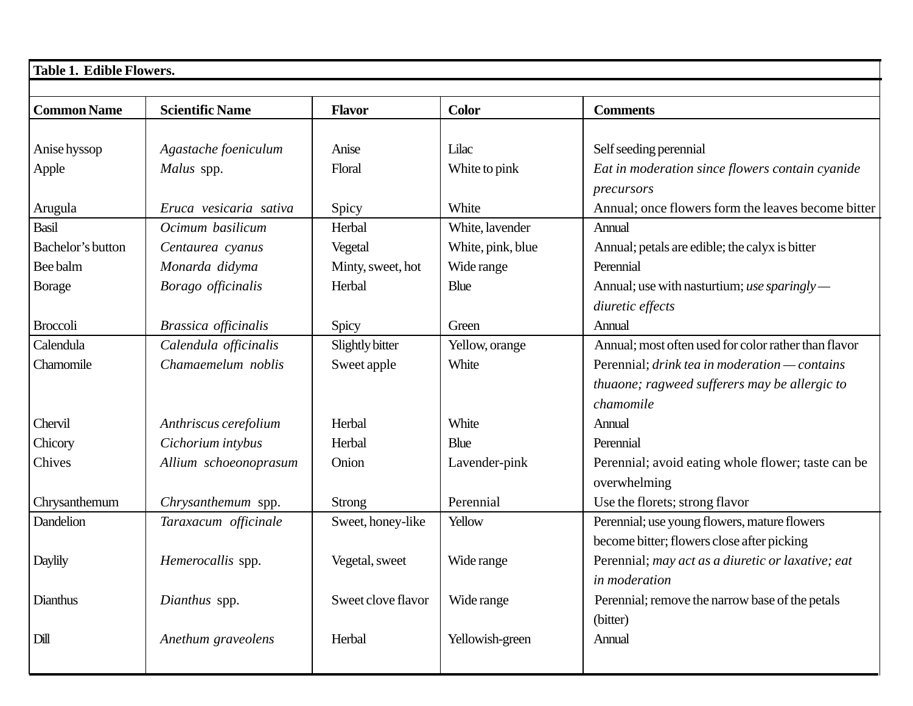**Table 1. Edible Flowers.**

| Common Name | Scientific Name | Flavor | Color | Comments |
|---|---|---|---|---|
| Anise hyssop | *Agastache foeniculum* | Anise | Lilac | Self seeding perennial |
| Apple | *Malus* spp. | Floral | White to pink | *Eat in moderation since flowers contain cyanide precursors* |
| Arugula | *Eruca vesicaria sativa* | Spicy | White | Annual; once flowers form the leaves become bitter |
| Basil | *Ocimum basilicum* | Herbal | White, lavender | Annual |
| Bachelor's button | *Centaurea cyanus* | Vegetal | White, pink, blue | Annual; petals are edible; the calyx is bitter |
| Bee balm | *Monarda didyma* | Minty, sweet, hot | Wide range | Perennial |
| Borage | *Borago officinalis* | Herbal | Blue | Annual; use with nasturtium; *use sparingly — diuretic effects* |
| Broccoli | *Brassica officinalis* | Spicy | Green | Annual |
| Calendula | *Calendula officinalis* | Slightly bitter | Yellow, orange | Annual; most often used for color rather than flavor |
| Chamomile | *Chamaemelum noblis* | Sweet apple | White | Perennial; *drink tea in moderation — contains thuaone; ragweed sufferers may be allergic to chamomile* |
| Chervil | *Anthriscus cerefolium* | Herbal | White | Annual |
| Chicory | *Cichorium intybus* | Herbal | Blue | Perennial |
| Chives | *Allium schoeonoprasum* | Onion | Lavender-pink | Perennial; avoid eating whole flower; taste can be overwhelming |
| Chrysanthemum | *Chrysanthemum* spp. | Strong | Perennial | Use the florets; strong flavor |
| Dandelion | *Taraxacum officinale* | Sweet, honey-like | Yellow | Perennial; use young flowers, mature flowers become bitter; flowers close after picking |
| Daylily | *Hemerocallis* spp. | Vegetal, sweet | Wide range | Perennial; *may act as a diuretic or laxative; eat in moderation* |
| Dianthus | *Dianthus* spp. | Sweet clove flavor | Wide range | Perennial; remove the narrow base of the petals (bitter) |
| Dill | *Anethum graveolens* | Herbal | Yellowish-green | Annual |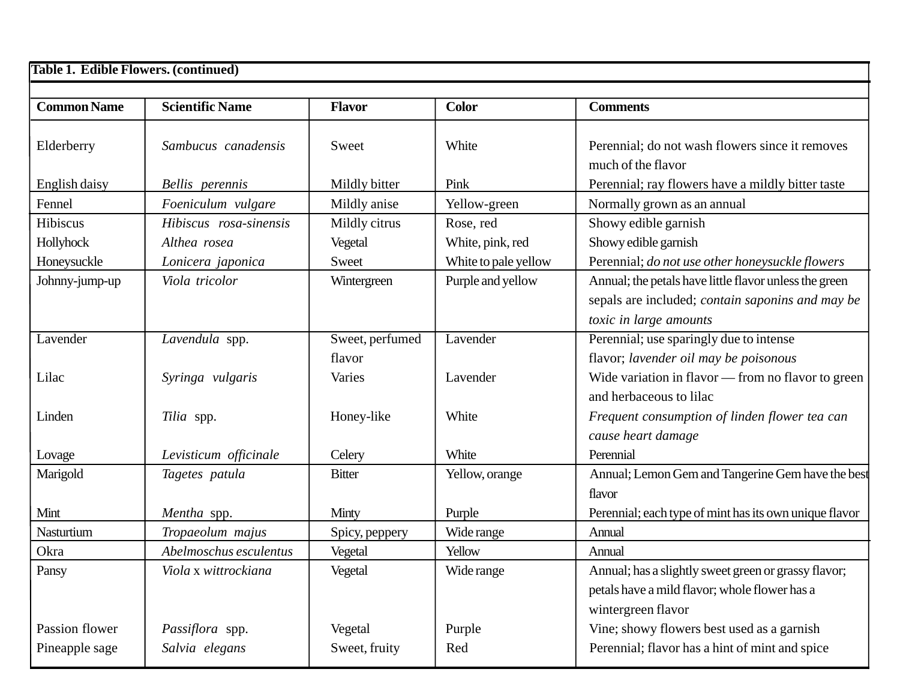**Table 1. Edible Flowers. (continued)**

| Common Name | Scientific Name | Flavor | Color | Comments |
|---|---|---|---|---|
| Elderberry | *Sambucus canadensis* | Sweet | White | Perennial; do not wash flowers since it removes much of the flavor |
| English daisy | *Bellis perennis* | Mildly bitter | Pink | Perennial; ray flowers have a mildly bitter taste |
| Fennel | *Foeniculum vulgare* | Mildly anise | Yellow-green | Normally grown as an annual |
| Hibiscus | *Hibiscus rosa-sinensis* | Mildly citrus | Rose, red | Showy edible garnish |
| Hollyhock | *Althea rosea* | Vegetal | White, pink, red | Showy edible garnish |
| Honeysuckle | *Lonicera japonica* | Sweet | White to pale yellow | Perennial; *do not use other honeysuckle flowers* |
| Johnny-jump-up | *Viola tricolor* | Wintergreen | Purple and yellow | Annual; the petals have little flavor unless the green sepals are included; *contain saponins and may be toxic in large amounts* |
| Lavender | *Lavendula* spp. | Sweet, perfumed flavor | Lavender | Perennial; use sparingly due to intense flavor; *lavender oil may be poisonous* |
| Lilac | *Syringa vulgaris* | Varies | Lavender | Wide variation in flavor — from no flavor to green and herbaceous to lilac |
| Linden | *Tilia* spp. | Honey-like | White | *Frequent consumption of linden flower tea can cause heart damage* |
| Lovage | *Levisticum officinale* | Celery | White | Perennial |
| Marigold | *Tagetes patula* | Bitter | Yellow, orange | Annual; Lemon Gem and Tangerine Gem have the best flavor |
| Mint | *Mentha* spp. | Minty | Purple | Perennial; each type of mint has its own unique flavor |
| Nasturtium | *Tropaeolum majus* | Spicy, peppery | Wide range | Annual |
| Okra | *Abelmoschus esculentus* | Vegetal | Yellow | Annual |
| Pansy | *Viola* x *wittrockiana* | Vegetal | Wide range | Annual; has a slightly sweet green or grassy flavor; petals have a mild flavor; whole flower has a wintergreen flavor |
| Passion flower | *Passiflora* spp. | Vegetal | Purple | Vine; showy flowers best used as a garnish |
| Pineapple sage | *Salvia elegans* | Sweet, fruity | Red | Perennial; flavor has a hint of mint and spice |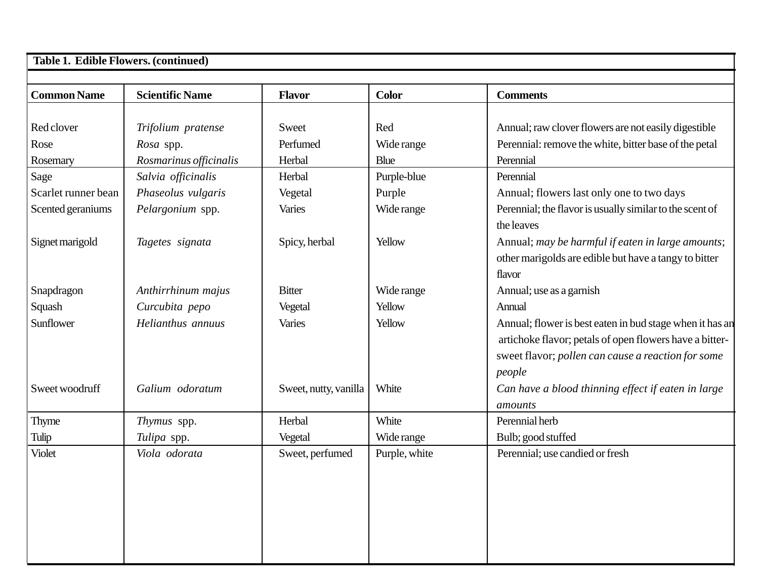**Table 1. Edible Flowers. (continued)**

| Common Name | Scientific Name | Flavor | Color | Comments |
|---|---|---|---|---|
| Red clover | *Trifolium pratense* | Sweet | Red | Annual; raw clover flowers are not easily digestible |
| Rose | *Rosa* spp. | Perfumed | Wide range | Perennial: remove the white, bitter base of the petal |
| Rosemary | *Rosmarinus officinalis* | Herbal | Blue | Perennial |
| Sage | *Salvia officinalis* | Herbal | Purple-blue | Perennial |
| Scarlet runner bean | *Phaseolus vulgaris* | Vegetal | Purple | Annual; flowers last only one to two days |
| Scented geraniums | *Pelargonium* spp. | Varies | Wide range | Perennial; the flavor is usually similar to the scent of the leaves |
| Signet marigold | *Tagetes signata* | Spicy, herbal | Yellow | Annual; *may be harmful if eaten in large amounts*; other marigolds are edible but have a tangy to bitter flavor |
| Snapdragon | *Anthirrhinum majus* | Bitter | Wide range | Annual; use as a garnish |
| Squash | *Curcubita pepo* | Vegetal | Yellow | Annual |
| Sunflower | *Helianthus annuus* | Varies | Yellow | Annual; flower is best eaten in bud stage when it has an artichoke flavor; petals of open flowers have a bitter-sweet flavor; *pollen can cause a reaction for some people* |
| Sweet woodruff | *Galium odoratum* | Sweet, nutty, vanilla | White | *Can have a blood thinning effect if eaten in large amounts* |
| Thyme | *Thymus* spp. | Herbal | White | Perennial herb |
| Tulip | *Tulipa* spp. | Vegetal | Wide range | Bulb; good stuffed |
| Violet | *Viola odorata* | Sweet, perfumed | Purple, white | Perennial; use candied or fresh |